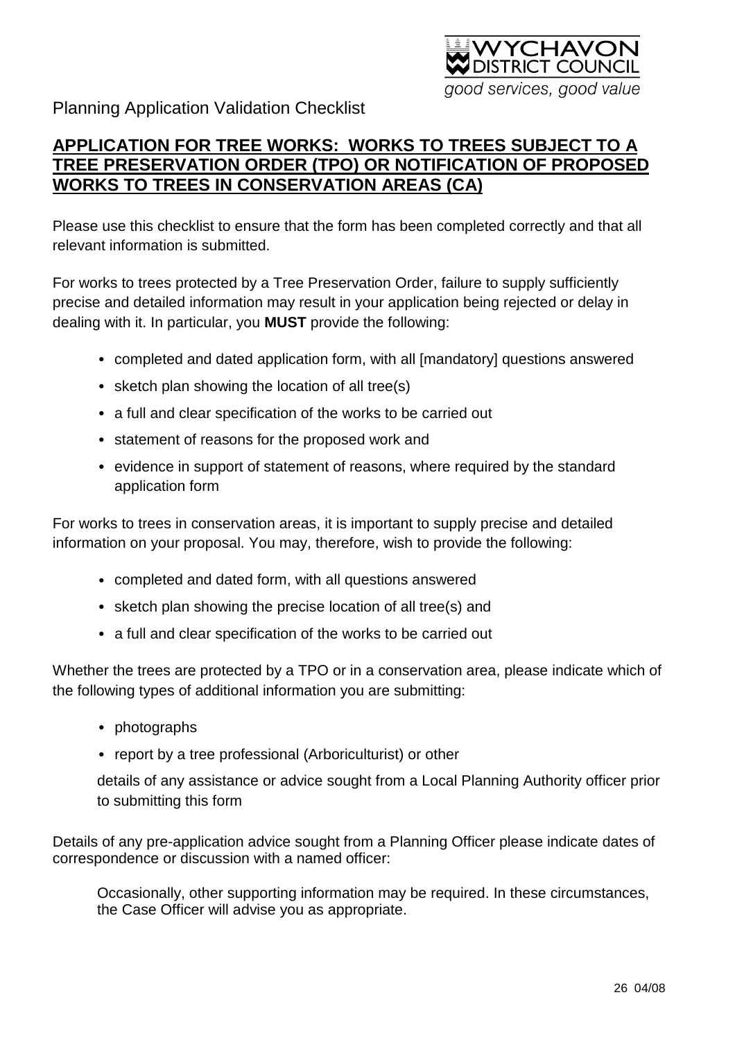WYCHAVON DISTRICT COUNCIL

*good services, good value*

Planning Application Validation Checklist

## APPLICATION FOR TREE WORKS: WORKS TO TREES SUBJECT TO A TREE PRESERVATION ORDER (TPO) OR NOTIFICATION OF PROPOSED WORKS TO TREES IN CONSERVATION AREAS (CA)

Please use this checklist to ensure that the form has been completed correctly and that all relevant information is submitted.

For works to trees protected by a Tree Preservation Order, failure to supply sufficiently precise and detailed information may result in your application being rejected or delay in dealing with it. In particular, you **MUST** provide the following:

- completed and dated application form, with all [mandatory] questions answered
- sketch plan showing the location of all tree(s)
- a full and clear specification of the works to be carried out
- statement of reasons for the proposed work and
- evidence in support of statement of reasons, where required by the standard application form

For works to trees in conservation areas, it is important to supply precise and detailed information on your proposal. You may, therefore, wish to provide the following:

- completed and dated form, with all questions answered
- sketch plan showing the precise location of all tree(s) and
- a full and clear specification of the works to be carried out

Whether the trees are protected by a TPO or in a conservation area, please indicate which of the following types of additional information you are submitting:

- photographs
- report by a tree professional (Arboriculturist) or other

details of any assistance or advice sought from a Local Planning Authority officer prior to submitting this form

Details of any pre-application advice sought from a Planning Officer please indicate dates of correspondence or discussion with a named officer:

Occasionally, other supporting information may be required. In these circumstances, the Case Officer will advise you as appropriate.

26 04/08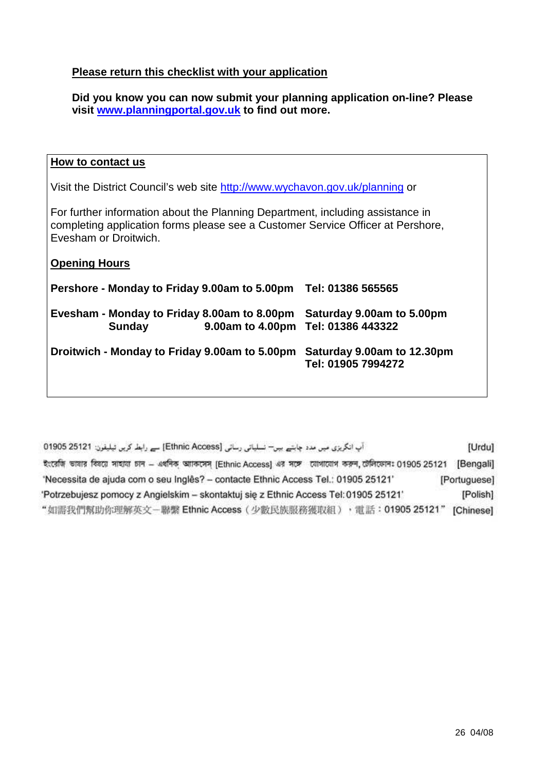**Please return this checklist with your application**

**Did you know you can now submit your planning application on-line? Please visit www.planningportal.gov.uk to find out more.**

## How to contact us

Visit the District Council's web site http://www.wychavon.gov.uk/planning or

For further information about the Planning Department, including assistance in completing application forms please see a Customer Service Officer at Pershore, Evesham or Droitwich.

### Opening Hours

| | |
|---|---|
| **Pershore - Monday to Friday 9.00am to 5.00pm** | **Tel: 01386 565565** |
| **Evesham - Monday to Friday 8.00am to 8.00pm**<br>**Sunday 9.00am to 4.00pm** | **Saturday 9.00am to 5.00pm**<br>**Tel: 01386 443322** |
| **Droitwich - Monday to Friday 9.00am to 5.00pm** | **Saturday 9.00am to 12.30pm**<br>**Tel: 01905 7994272** |

آپ انگریزی میں مدد چاہتے ہیں– نسلیاتی رسائی [Ethnic Access] سے رابط کریں ٹیلیفون: 01905 25121 [Urdu]

ইংরেজি ভাষার বিষয়ে সাহায্য চান – এথনিক অ্যাকসেস [Ethnic Access] এর সঙ্গে যোগাযোগ করুন, টেলিফোন: 01905 25121 [Bengali]

'Necessita de ajuda com o seu Inglês? – contacte Ethnic Access Tel.: 01905 25121' [Portuguese]

'Potrzebujesz pomocy z Angielskim – skontaktuj się z Ethnic Access Tel: 01905 25121' [Polish]

"如需我們幫助你理解英文—聯繫 Ethnic Access（少數民族服務獲取組），電話：01905 25121" [Chinese]

26 04/08